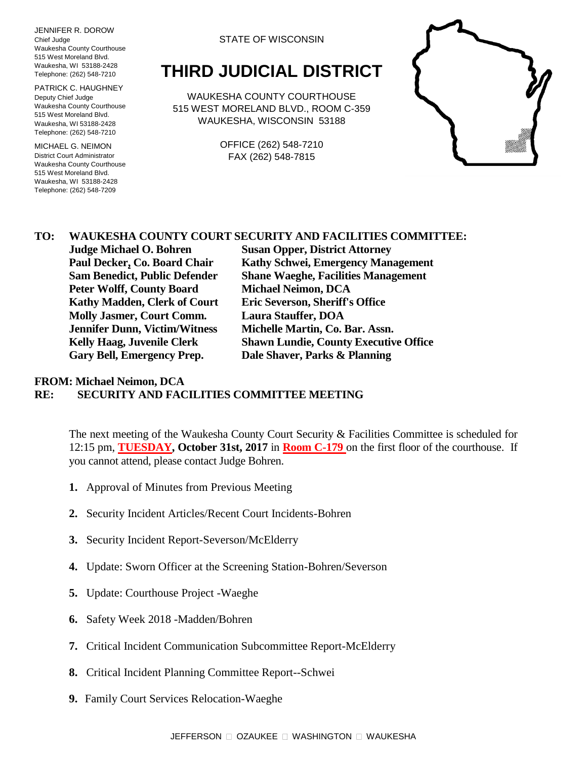JENNIFER R. DOROW
Chief Judge
Waukesha County Courthouse
515 West Moreland Blvd.
Waukesha, WI 53188-2428
Telephone: (262) 548-7210

PATRICK C. HAUGHNEY
Deputy Chief Judge
Waukesha County Courthouse
515 West Moreland Blvd.
Waukesha, WI 53188-2428
Telephone: (262) 548-7210

MICHAEL G. NEIMON
District Court Administrator
Waukesha County Courthouse
515 West Moreland Blvd.
Waukesha, WI 53188-2428
Telephone: (262) 548-7209

STATE OF WISCONSIN

# THIRD JUDICIAL DISTRICT

WAUKESHA COUNTY COURTHOUSE
515 WEST MORELAND BLVD., ROOM C-359
WAUKESHA, WISCONSIN 53188

OFFICE (262) 548-7210
FAX (262) 548-7815

**TO: WAUKESHA COUNTY COURT SECURITY AND FACILITIES COMMITTEE:**

| | |
|---|---|
| **Judge Michael O. Bohren** | **Susan Opper, District Attorney** |
| **Paul Decker, Co. Board Chair** | **Kathy Schwei, Emergency Management** |
| **Sam Benedict, Public Defender** | **Shane Waeghe, Facilities Management** |
| **Peter Wolff, County Board** | **Michael Neimon, DCA** |
| **Kathy Madden, Clerk of Court** | **Eric Severson, Sheriff's Office** |
| **Molly Jasmer, Court Comm.** | **Laura Stauffer, DOA** |
| **Jennifer Dunn, Victim/Witness** | **Michelle Martin, Co. Bar. Assn.** |
| **Kelly Haag, Juvenile Clerk** | **Shawn Lundie, County Executive Office** |
| **Gary Bell, Emergency Prep.** | **Dale Shaver, Parks & Planning** |

**FROM: Michael Neimon, DCA**
**RE: SECURITY AND FACILITIES COMMITTEE MEETING**

The next meeting of the Waukesha County Court Security & Facilities Committee is scheduled for 12:15 pm, **TUESDAY, October 31st, 2017** in **Room C-179** on the first floor of the courthouse. If you cannot attend, please contact Judge Bohren.

1. Approval of Minutes from Previous Meeting
2. Security Incident Articles/Recent Court Incidents-Bohren
3. Security Incident Report-Severson/McElderry
4. Update: Sworn Officer at the Screening Station-Bohren/Severson
5. Update: Courthouse Project -Waeghe
6. Safety Week 2018 -Madden/Bohren
7. Critical Incident Communication Subcommittee Report-McElderry
8. Critical Incident Planning Committee Report--Schwei
9. Family Court Services Relocation-Waeghe

JEFFERSON □ OZAUKEE □ WASHINGTON □ WAUKESHA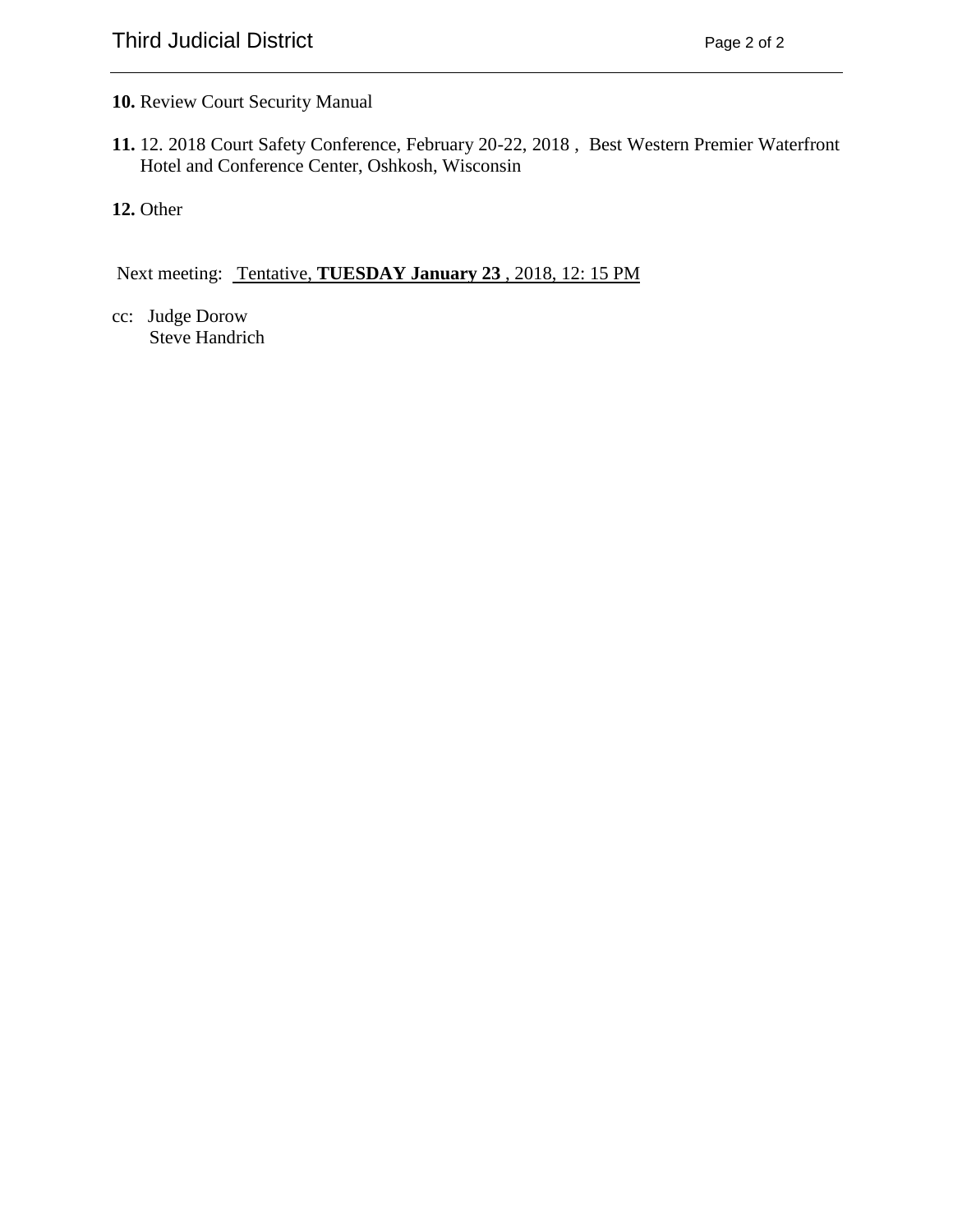**10.** Review Court Security Manual

**11.** 12. 2018 Court Safety Conference, February 20-22, 2018 , Best Western Premier Waterfront Hotel and Conference Center, Oshkosh, Wisconsin

**12.** Other

Next meeting: Tentative, **TUESDAY January 23** , 2018, 12: 15 PM

cc: Judge Dorow
Steve Handrich